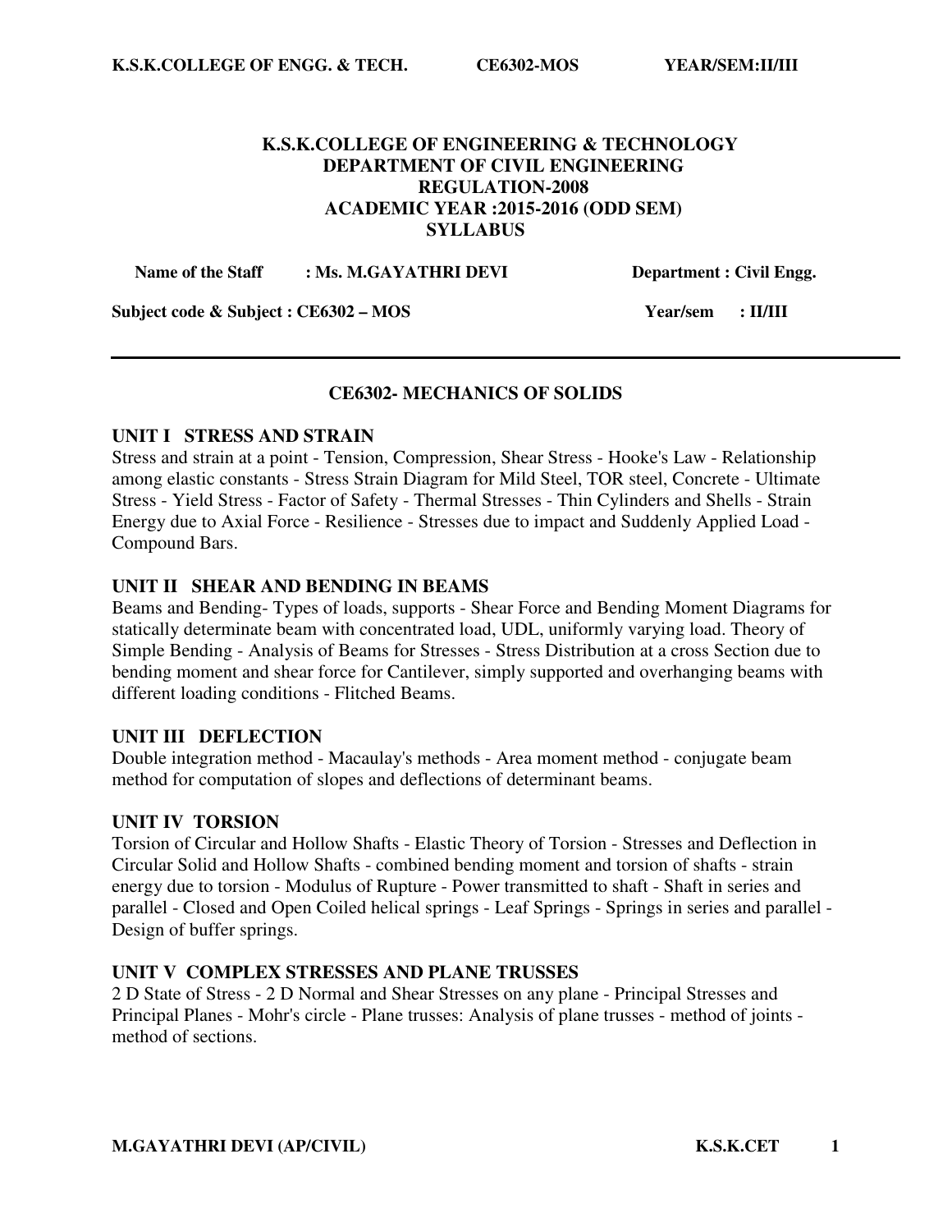**K.S.K.COLLEGE OF ENGINEERING & TECHNOLOGY**
**DEPARTMENT OF CIVIL ENGINEERING**
**REGULATION-2008**
**ACADEMIC YEAR :2015-2016 (ODD SEM)**
**SYLLABUS**

**Name of the Staff : Ms. M.GAYATHRI DEVI** **Department : Civil Engg.**

**Subject code & Subject : CE6302 – MOS** **Year/sem : II/III**

---

## CE6302- MECHANICS OF SOLIDS

### UNIT I STRESS AND STRAIN

Stress and strain at a point - Tension, Compression, Shear Stress - Hooke's Law - Relationship among elastic constants - Stress Strain Diagram for Mild Steel, TOR steel, Concrete - Ultimate Stress - Yield Stress - Factor of Safety - Thermal Stresses - Thin Cylinders and Shells - Strain Energy due to Axial Force - Resilience - Stresses due to impact and Suddenly Applied Load - Compound Bars.

### UNIT II SHEAR AND BENDING IN BEAMS

Beams and Bending- Types of loads, supports - Shear Force and Bending Moment Diagrams for statically determinate beam with concentrated load, UDL, uniformly varying load. Theory of Simple Bending - Analysis of Beams for Stresses - Stress Distribution at a cross Section due to bending moment and shear force for Cantilever, simply supported and overhanging beams with different loading conditions - Flitched Beams.

### UNIT III DEFLECTION

Double integration method - Macaulay's methods - Area moment method - conjugate beam method for computation of slopes and deflections of determinant beams.

### UNIT IV TORSION

Torsion of Circular and Hollow Shafts - Elastic Theory of Torsion - Stresses and Deflection in Circular Solid and Hollow Shafts - combined bending moment and torsion of shafts - strain energy due to torsion - Modulus of Rupture - Power transmitted to shaft - Shaft in series and parallel - Closed and Open Coiled helical springs - Leaf Springs - Springs in series and parallel - Design of buffer springs.

### UNIT V COMPLEX STRESSES AND PLANE TRUSSES

2 D State of Stress - 2 D Normal and Shear Stresses on any plane - Principal Stresses and Principal Planes - Mohr's circle - Plane trusses: Analysis of plane trusses - method of joints - method of sections.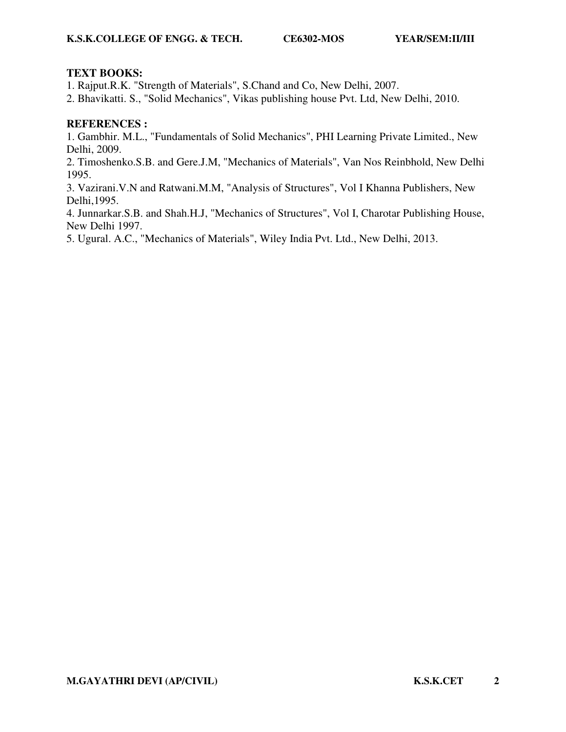**TEXT BOOKS:**

1. Rajput.R.K. "Strength of Materials", S.Chand and Co, New Delhi, 2007.
2. Bhavikatti. S., "Solid Mechanics", Vikas publishing house Pvt. Ltd, New Delhi, 2010.

**REFERENCES :**

1. Gambhir. M.L., "Fundamentals of Solid Mechanics", PHI Learning Private Limited., New Delhi, 2009.
2. Timoshenko.S.B. and Gere.J.M, "Mechanics of Materials", Van Nos Reinbhold, New Delhi 1995.
3. Vazirani.V.N and Ratwani.M.M, "Analysis of Structures", Vol I Khanna Publishers, New Delhi,1995.
4. Junnarkar.S.B. and Shah.H.J, "Mechanics of Structures", Vol I, Charotar Publishing House, New Delhi 1997.
5. Ugural. A.C., "Mechanics of Materials", Wiley India Pvt. Ltd., New Delhi, 2013.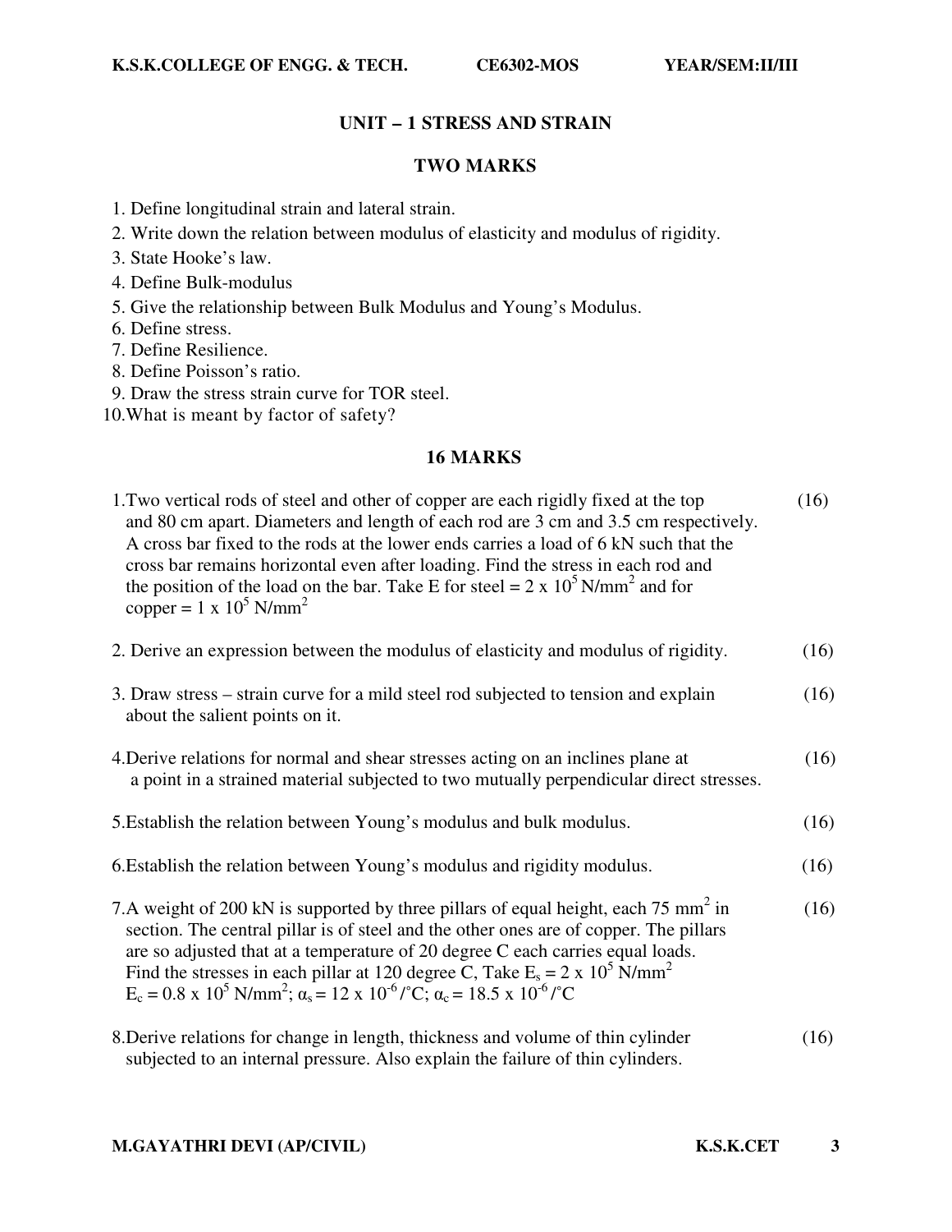# UNIT – 1 STRESS AND STRAIN

## TWO MARKS

1. Define longitudinal strain and lateral strain.
2. Write down the relation between modulus of elasticity and modulus of rigidity.
3. State Hooke's law.
4. Define Bulk-modulus
5. Give the relationship between Bulk Modulus and Young's Modulus.
6. Define stress.
7. Define Resilience.
8. Define Poisson's ratio.
9. Draw the stress strain curve for TOR steel.
10. What is meant by factor of safety?

## 16 MARKS

1. Two vertical rods of steel and other of copper are each rigidly fixed at the top and 80 cm apart. Diameters and length of each rod are 3 cm and 3.5 cm respectively. A cross bar fixed to the rods at the lower ends carries a load of 6 kN such that the cross bar remains horizontal even after loading. Find the stress in each rod and the position of the load on the bar. Take E for steel = $2 \times 10^5$ N/mm$^2$ and for copper = $1 \times 10^5$ N/mm$^2$ (16)

2. Derive an expression between the modulus of elasticity and modulus of rigidity. (16)

3. Draw stress – strain curve for a mild steel rod subjected to tension and explain about the salient points on it. (16)

4. Derive relations for normal and shear stresses acting on an inclines plane at a point in a strained material subjected to two mutually perpendicular direct stresses. (16)

5. Establish the relation between Young's modulus and bulk modulus. (16)

6. Establish the relation between Young's modulus and rigidity modulus. (16)

7. A weight of 200 kN is supported by three pillars of equal height, each 75 mm$^2$ in section. The central pillar is of steel and the other ones are of copper. The pillars are so adjusted that at a temperature of 20 degree C each carries equal loads. Find the stresses in each pillar at 120 degree C, Take $E_s = 2 \times 10^5$ N/mm$^2$ $E_c = 0.8 \times 10^5$ N/mm$^2$; $\alpha_s = 12 \times 10^{-6}$/°C; $\alpha_c = 18.5 \times 10^{-6}$/°C (16)

8. Derive relations for change in length, thickness and volume of thin cylinder subjected to an internal pressure. Also explain the failure of thin cylinders. (16)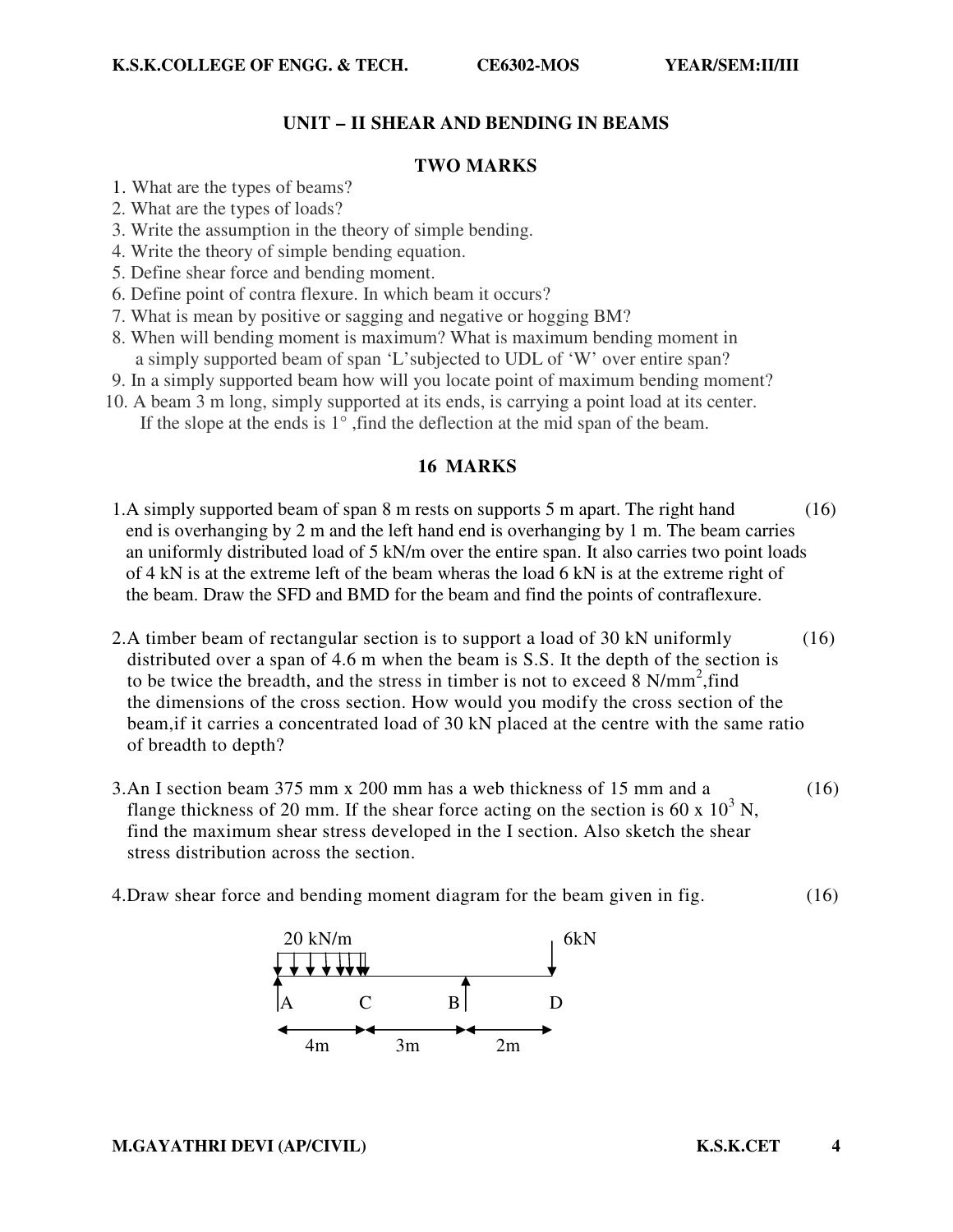## UNIT – II SHEAR AND BENDING IN BEAMS

### TWO MARKS

1. What are the types of beams?
2. What are the types of loads?
3. Write the assumption in the theory of simple bending.
4. Write the theory of simple bending equation.
5. Define shear force and bending moment.
6. Define point of contra flexure. In which beam it occurs?
7. What is mean by positive or sagging and negative or hogging BM?
8. When will bending moment is maximum? What is maximum bending moment in a simply supported beam of span 'L'subjected to UDL of 'W' over entire span?
9. In a simply supported beam how will you locate point of maximum bending moment?
10. A beam 3 m long, simply supported at its ends, is carrying a point load at its center. If the slope at the ends is 1° ,find the deflection at the mid span of the beam.

### 16 MARKS

1. A simply supported beam of span 8 m rests on supports 5 m apart. The right hand end is overhanging by 2 m and the left hand end is overhanging by 1 m. The beam carries an uniformly distributed load of 5 kN/m over the entire span. It also carries two point loads of 4 kN is at the extreme left of the beam wheras the load 6 kN is at the extreme right of the beam. Draw the SFD and BMD for the beam and find the points of contraflexure. (16)

2. A timber beam of rectangular section is to support a load of 30 kN uniformly distributed over a span of 4.6 m when the beam is S.S. It the depth of the section is to be twice the breadth, and the stress in timber is not to exceed 8 N/mm$^2$,find the dimensions of the cross section. How would you modify the cross section of the beam,if it carries a concentrated load of 30 kN placed at the centre with the same ratio of breadth to depth? (16)

3. An I section beam 375 mm x 200 mm has a web thickness of 15 mm and a flange thickness of 20 mm. If the shear force acting on the section is 60 x 10$^3$ N, find the maximum shear stress developed in the I section. Also sketch the shear stress distribution across the section. (16)

4. Draw shear force and bending moment diagram for the beam given in fig. (16)

20 kN/m &nbsp;&nbsp;&nbsp;&nbsp; 6kN

A &nbsp;&nbsp; C &nbsp;&nbsp; B &nbsp;&nbsp; D

4m &nbsp;&nbsp; 3m &nbsp;&nbsp; 2m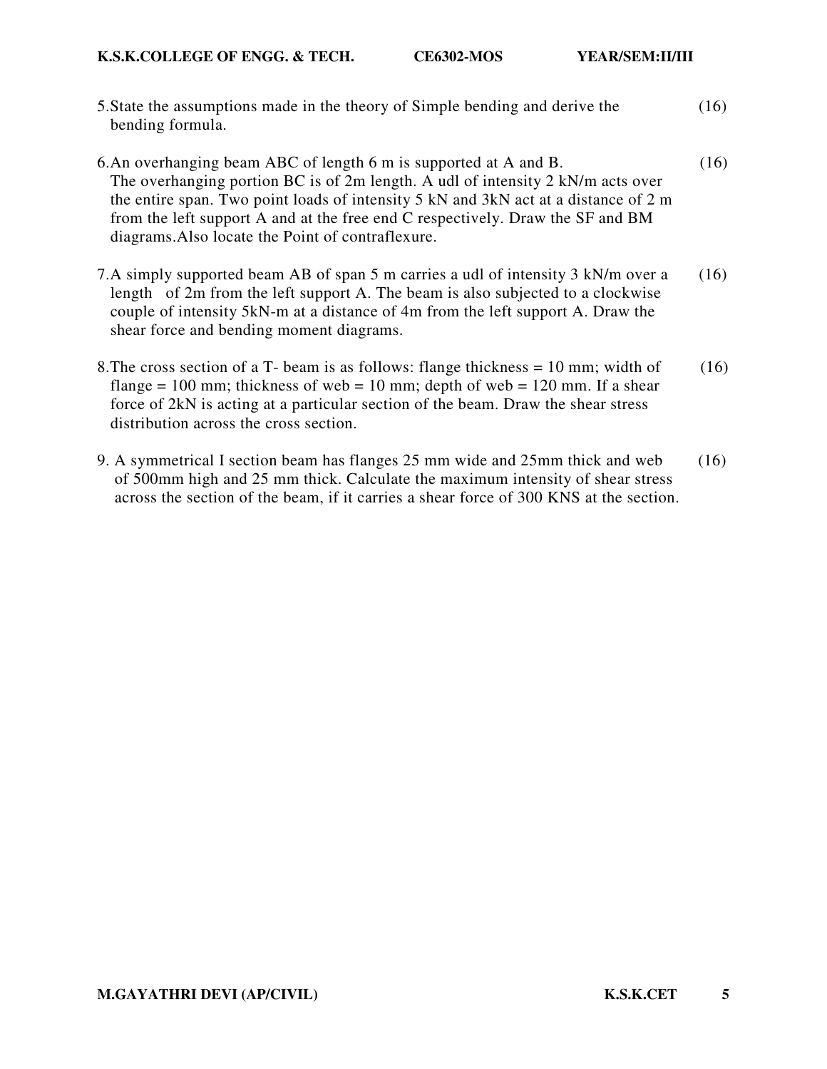5. State the assumptions made in the theory of Simple bending and derive the bending formula. (16)

6. An overhanging beam ABC of length 6 m is supported at A and B. The overhanging portion BC is of 2m length. A udl of intensity 2 kN/m acts over the entire span. Two point loads of intensity 5 kN and 3kN act at a distance of 2 m from the left support A and at the free end C respectively. Draw the SF and BM diagrams.Also locate the Point of contraflexure. (16)

7. A simply supported beam AB of span 5 m carries a udl of intensity 3 kN/m over a length of 2m from the left support A. The beam is also subjected to a clockwise couple of intensity 5kN-m at a distance of 4m from the left support A. Draw the shear force and bending moment diagrams. (16)

8. The cross section of a T- beam is as follows: flange thickness = 10 mm; width of flange = 100 mm; thickness of web = 10 mm; depth of web = 120 mm. If a shear force of 2kN is acting at a particular section of the beam. Draw the shear stress distribution across the cross section. (16)

9. A symmetrical I section beam has flanges 25 mm wide and 25mm thick and web of 500mm high and 25 mm thick. Calculate the maximum intensity of shear stress across the section of the beam, if it carries a shear force of 300 KNS at the section. (16)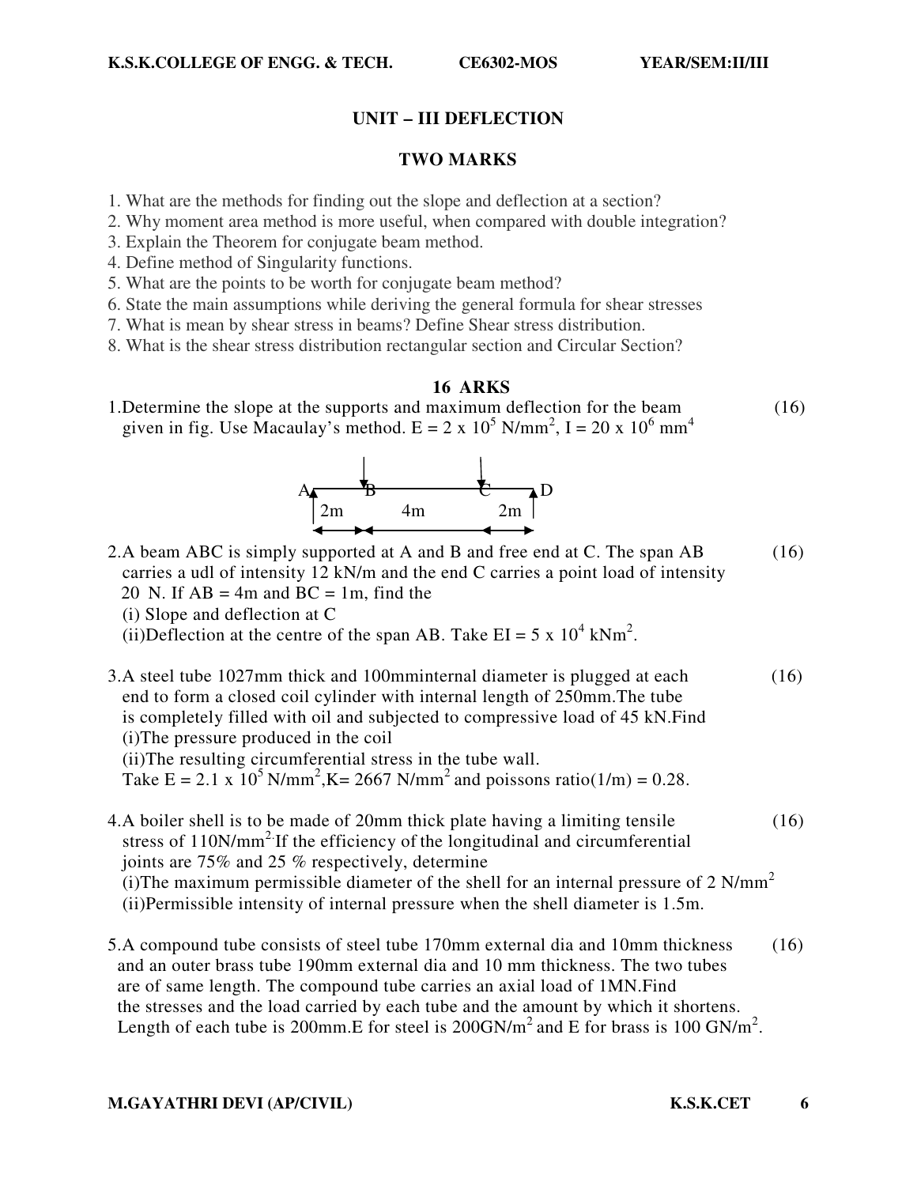## UNIT – III DEFLECTION

### TWO MARKS

1. What are the methods for finding out the slope and deflection at a section?
2. Why moment area method is more useful, when compared with double integration?
3. Explain the Theorem for conjugate beam method.
4. Define method of Singularity functions.
5. What are the points to be worth for conjugate beam method?
6. State the main assumptions while deriving the general formula for shear stresses
7. What is mean by shear stress in beams? Define Shear stress distribution.
8. What is the shear stress distribution rectangular section and Circular Section?

### 16 ARKS

1. Determine the slope at the supports and maximum deflection for the beam given in fig. Use Macaulay's method. $E = 2 \times 10^5$ N/mm$^2$, $I = 20 \times 10^6$ mm$^4$ (16)

   A B C D — 2m, 4m, 2m

2. A beam ABC is simply supported at A and B and free end at C. The span AB carries a udl of intensity 12 kN/m and the end C carries a point load of intensity 20 N. If AB = 4m and BC = 1m, find the (16)
   (i) Slope and deflection at C
   (ii) Deflection at the centre of the span AB. Take $EI = 5 \times 10^4$ kNm$^2$.

3. A steel tube 1027mm thick and 100mminternal diameter is plugged at each end to form a closed coil cylinder with internal length of 250mm.The tube is completely filled with oil and subjected to compressive load of 45 kN.Find (16)
   (i) The pressure produced in the coil
   (ii) The resulting circumferential stress in the tube wall.
   Take $E = 2.1 \times 10^5$ N/mm$^2$, K= 2667 N/mm$^2$ and poissons ratio(1/m) = 0.28.

4. A boiler shell is to be made of 20mm thick plate having a limiting tensile stress of 110N/mm$^2$. If the efficiency of the longitudinal and circumferential joints are 75% and 25 % respectively, determine (16)
   (i) The maximum permissible diameter of the shell for an internal pressure of 2 N/mm$^2$
   (ii) Permissible intensity of internal pressure when the shell diameter is 1.5m.

5. A compound tube consists of steel tube 170mm external dia and 10mm thickness and an outer brass tube 190mm external dia and 10 mm thickness. The two tubes are of same length. The compound tube carries an axial load of 1MN.Find the stresses and the load carried by each tube and the amount by which it shortens. Length of each tube is 200mm.E for steel is 200GN/m$^2$ and E for brass is 100 GN/m$^2$. (16)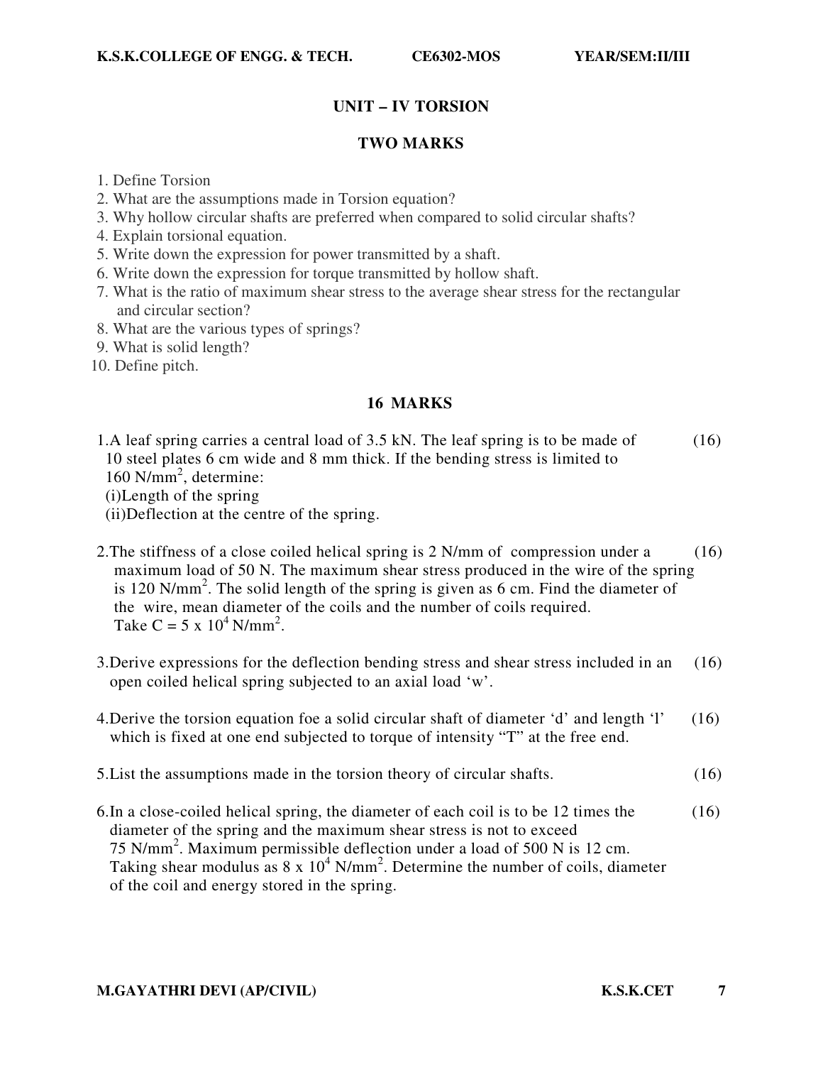# UNIT – IV TORSION

## TWO MARKS

1. Define Torsion
2. What are the assumptions made in Torsion equation?
3. Why hollow circular shafts are preferred when compared to solid circular shafts?
4. Explain torsional equation.
5. Write down the expression for power transmitted by a shaft.
6. Write down the expression for torque transmitted by hollow shaft.
7. What is the ratio of maximum shear stress to the average shear stress for the rectangular and circular section?
8. What are the various types of springs?
9. What is solid length?
10. Define pitch.

## 16 MARKS

1. A leaf spring carries a central load of 3.5 kN. The leaf spring is to be made of 10 steel plates 6 cm wide and 8 mm thick. If the bending stress is limited to 160 $N/mm^2$, determine: (16)
   (i) Length of the spring
   (ii) Deflection at the centre of the spring.

2. The stiffness of a close coiled helical spring is 2 N/mm of compression under a maximum load of 50 N. The maximum shear stress produced in the wire of the spring is 120 $N/mm^2$. The solid length of the spring is given as 6 cm. Find the diameter of the wire, mean diameter of the coils and the number of coils required. Take $C = 5 \times 10^4$ $N/mm^2$. (16)

3. Derive expressions for the deflection bending stress and shear stress included in an open coiled helical spring subjected to an axial load 'w'. (16)

4. Derive the torsion equation foe a solid circular shaft of diameter 'd' and length 'l' which is fixed at one end subjected to torque of intensity "T" at the free end. (16)

5. List the assumptions made in the torsion theory of circular shafts. (16)

6. In a close-coiled helical spring, the diameter of each coil is to be 12 times the diameter of the spring and the maximum shear stress is not to exceed 75 $N/mm^2$. Maximum permissible deflection under a load of 500 N is 12 cm. Taking shear modulus as $8 \times 10^4$ $N/mm^2$. Determine the number of coils, diameter of the coil and energy stored in the spring. (16)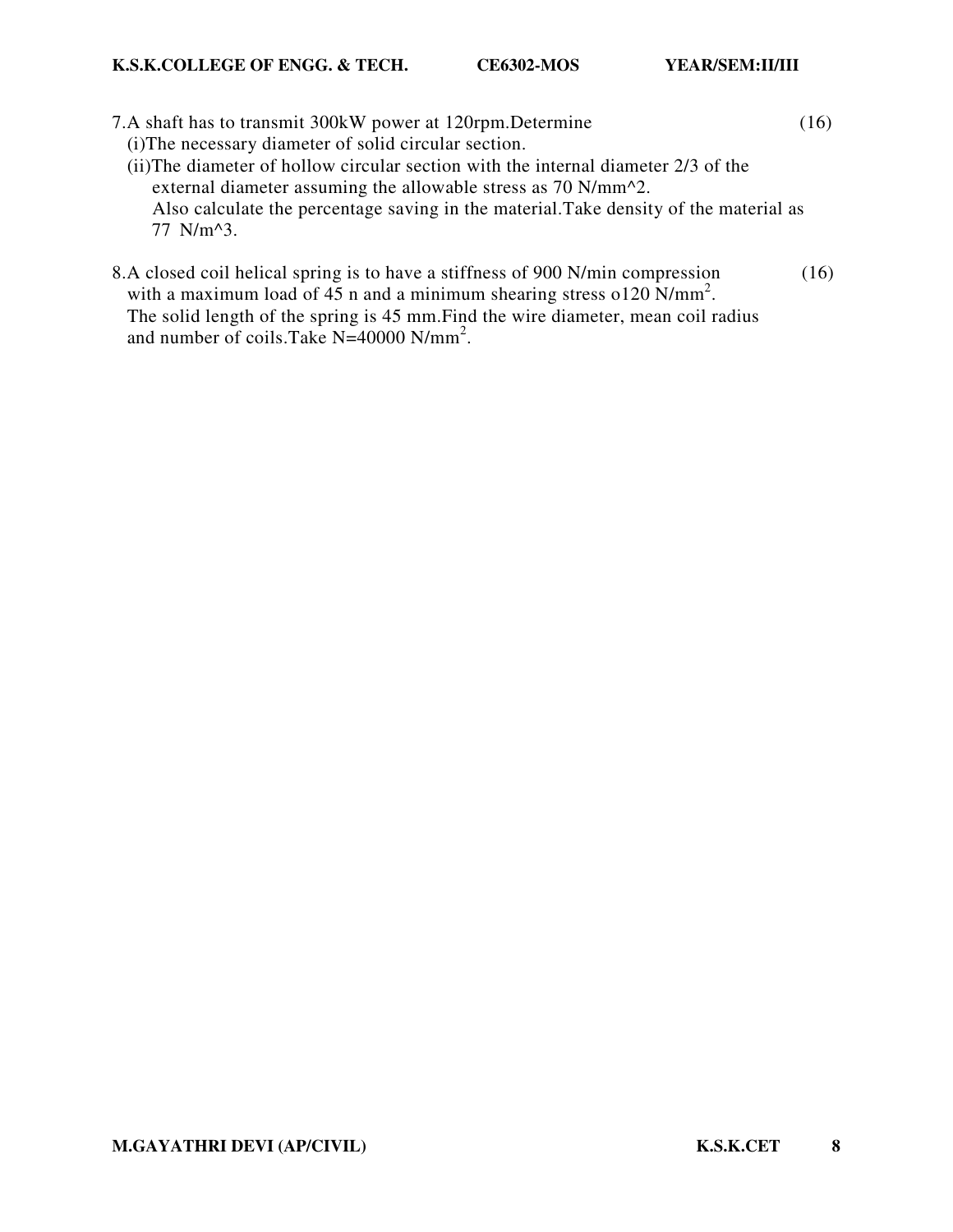7.A shaft has to transmit 300kW power at 120rpm.Determine (16)

(i)The necessary diameter of solid circular section.

(ii)The diameter of hollow circular section with the internal diameter 2/3 of the external diameter assuming the allowable stress as 70 N/mm^2.

Also calculate the percentage saving in the material.Take density of the material as 77 N/m^3.

8.A closed coil helical spring is to have a stiffness of 900 N/min compression with a maximum load of 45 n and a minimum shearing stress o120 $N/mm^2$. The solid length of the spring is 45 mm.Find the wire diameter, mean coil radius and number of coils.Take N=40000 $N/mm^2$. (16)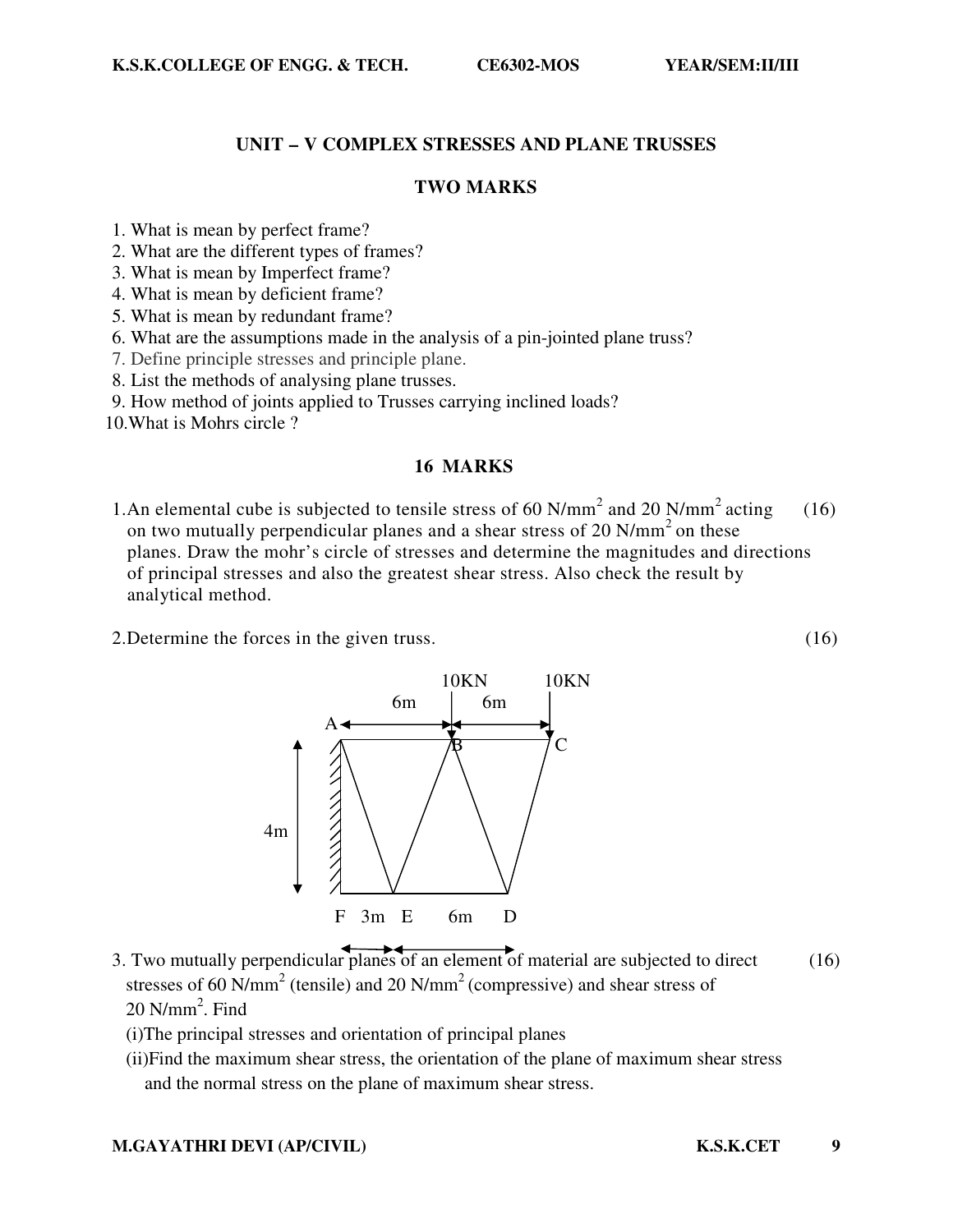## UNIT – V COMPLEX STRESSES AND PLANE TRUSSES

### TWO MARKS

1. What is mean by perfect frame?
2. What are the different types of frames?
3. What is mean by Imperfect frame?
4. What is mean by deficient frame?
5. What is mean by redundant frame?
6. What are the assumptions made in the analysis of a pin-jointed plane truss?
7. Define principle stresses and principle plane.
8. List the methods of analysing plane trusses.
9. How method of joints applied to Trusses carrying inclined loads?
10. What is Mohrs circle ?

### 16 MARKS

1. An elemental cube is subjected to tensile stress of 60 $N/mm^2$ and 20 $N/mm^2$ acting on two mutually perpendicular planes and a shear stress of 20 $N/mm^2$ on these planes. Draw the mohr's circle of stresses and determine the magnitudes and directions of principal stresses and also the greatest shear stress. Also check the result by analytical method. (16)

2. Determine the forces in the given truss. (16)

3. Two mutually perpendicular planes of an element of material are subjected to direct stresses of 60 $N/mm^2$ (tensile) and 20 $N/mm^2$ (compressive) and shear stress of 20 $N/mm^2$. Find (16)
   (i) The principal stresses and orientation of principal planes
   (ii) Find the maximum shear stress, the orientation of the plane of maximum shear stress and the normal stress on the plane of maximum shear stress.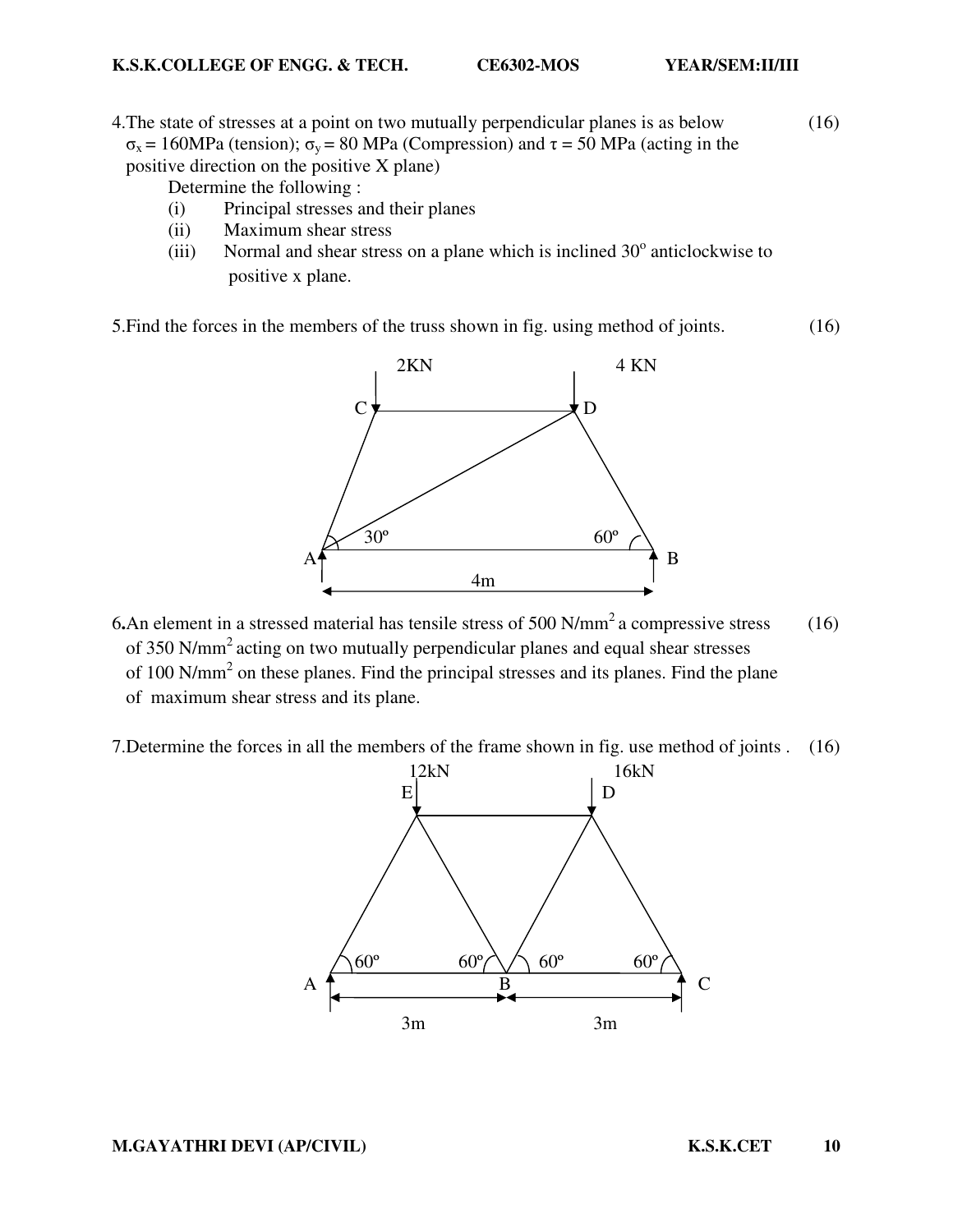4.The state of stresses at a point on two mutually perpendicular planes is as below (16)
$\sigma_x$ = 160MPa (tension); $\sigma_y$ = 80 MPa (Compression) and $\tau$ = 50 MPa (acting in the positive direction on the positive X plane)

Determine the following :

(i) Principal stresses and their planes

(ii) Maximum shear stress

(iii) Normal and shear stress on a plane which is inclined 30$^o$ anticlockwise to positive x plane.

5.Find the forces in the members of the truss shown in fig. using method of joints. (16)

2KN

4 KN

C

D

A

B

30º

60º

4m

6.An element in a stressed material has tensile stress of 500 N/mm$^2$ a compressive stress of 350 N/mm$^2$ acting on two mutually perpendicular planes and equal shear stresses of 100 N/mm$^2$ on these planes. Find the principal stresses and its planes. Find the plane of maximum shear stress and its plane. (16)

7.Determine the forces in all the members of the frame shown in fig. use method of joints . (16)

12kN

16kN

E

D

60º

60º

60º

60º

A

B

C

3m

3m